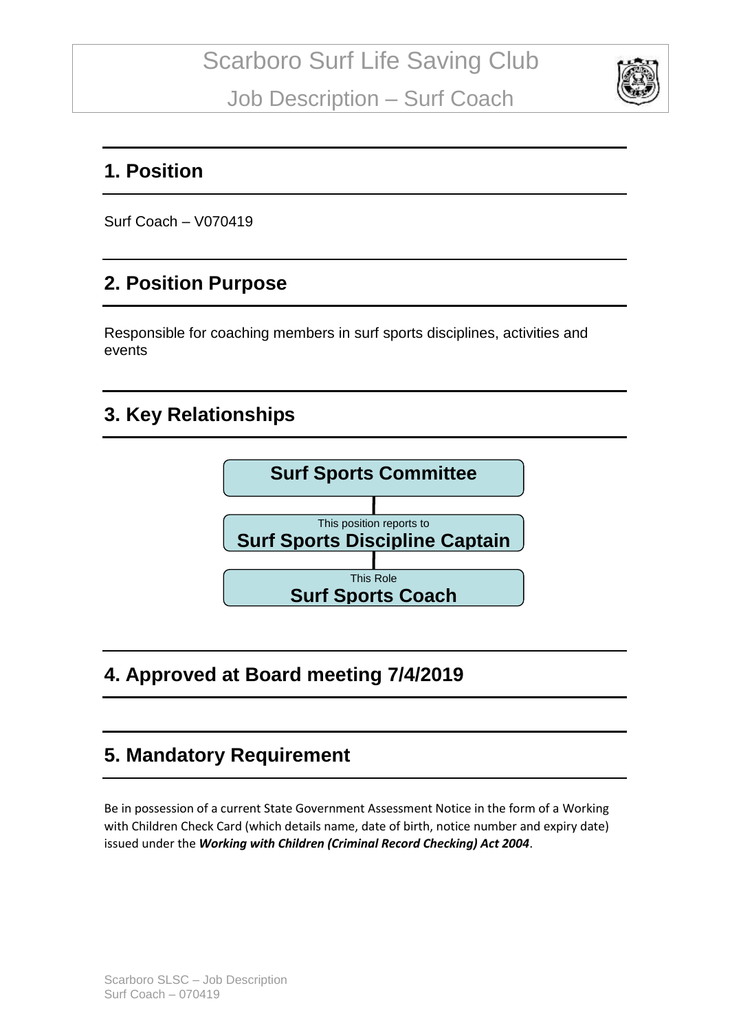# Scarboro Surf Life Saving Club

# Job Description – Surf Coach

## 1. Position

Surf Coach – V070419

## 2. Position Purpose

Responsible for coaching members in surf sports disciplines, activities and events

## 3. Key Relationships

**Surf Sports Committee**

This position reports to
**Surf Sports Discipline Captain**

This Role
**Surf Sports Coach**

## 4. Approved at Board meeting 7/4/2019

## 5. Mandatory Requirement

Be in possession of a current State Government Assessment Notice in the form of a Working with Children Check Card (which details name, date of birth, notice number and expiry date) issued under the ***Working with Children (Criminal Record Checking) Act 2004***.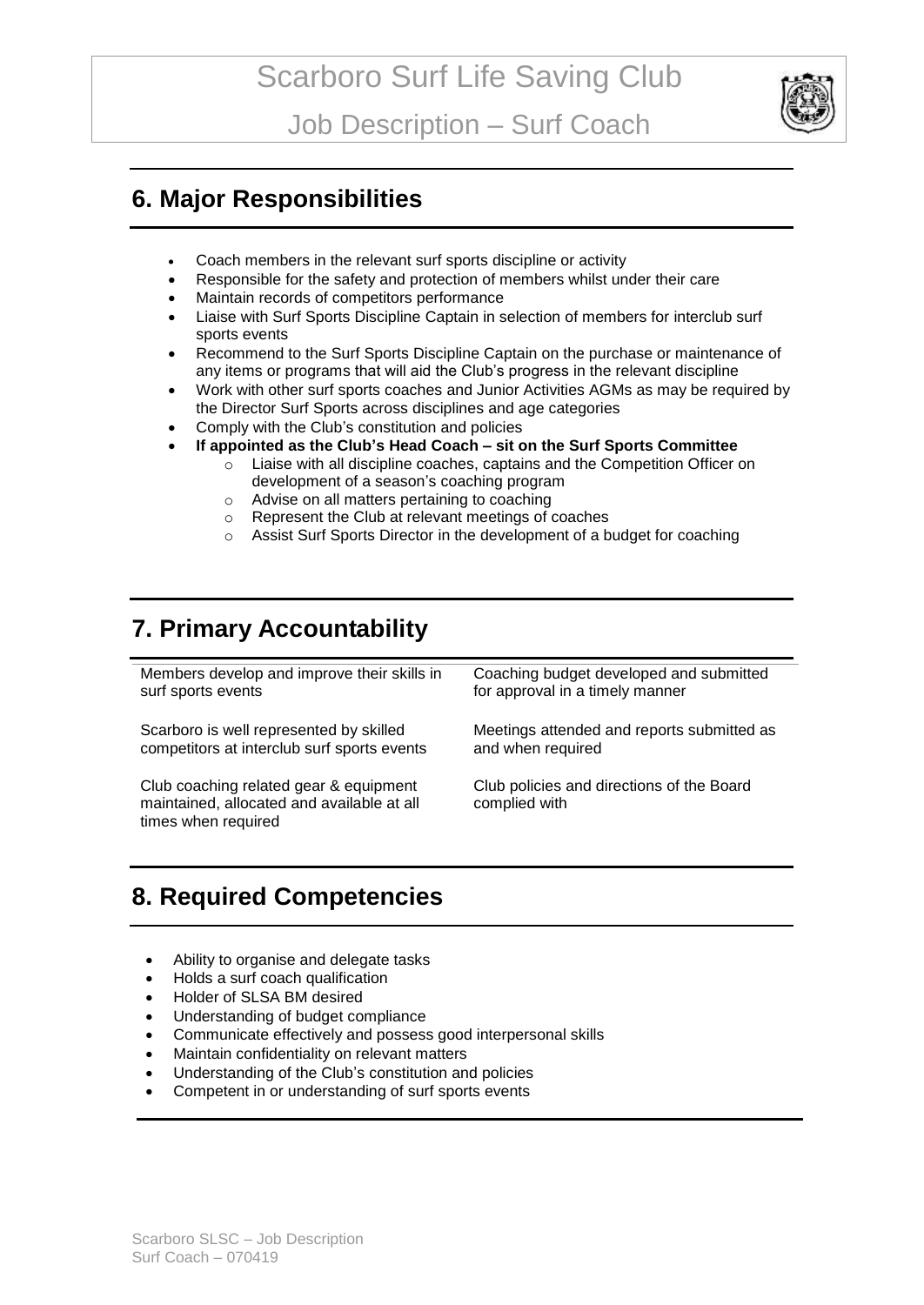## 6. Major Responsibilities

- Coach members in the relevant surf sports discipline or activity
- Responsible for the safety and protection of members whilst under their care
- Maintain records of competitors performance
- Liaise with Surf Sports Discipline Captain in selection of members for interclub surf sports events
- Recommend to the Surf Sports Discipline Captain on the purchase or maintenance of any items or programs that will aid the Club's progress in the relevant discipline
- Work with other surf sports coaches and Junior Activities AGMs as may be required by the Director Surf Sports across disciplines and age categories
- Comply with the Club's constitution and policies
- **If appointed as the Club's Head Coach – sit on the Surf Sports Committee**
  - Liaise with all discipline coaches, captains and the Competition Officer on development of a season's coaching program
  - Advise on all matters pertaining to coaching
  - Represent the Club at relevant meetings of coaches
  - Assist Surf Sports Director in the development of a budget for coaching

## 7. Primary Accountability

| | |
|---|---|
| Members develop and improve their skills in surf sports events | Coaching budget developed and submitted for approval in a timely manner |
| Scarboro is well represented by skilled competitors at interclub surf sports events | Meetings attended and reports submitted as and when required |
| Club coaching related gear & equipment maintained, allocated and available at all times when required | Club policies and directions of the Board complied with |

## 8. Required Competencies

- Ability to organise and delegate tasks
- Holds a surf coach qualification
- Holder of SLSA BM desired
- Understanding of budget compliance
- Communicate effectively and possess good interpersonal skills
- Maintain confidentiality on relevant matters
- Understanding of the Club's constitution and policies
- Competent in or understanding of surf sports events